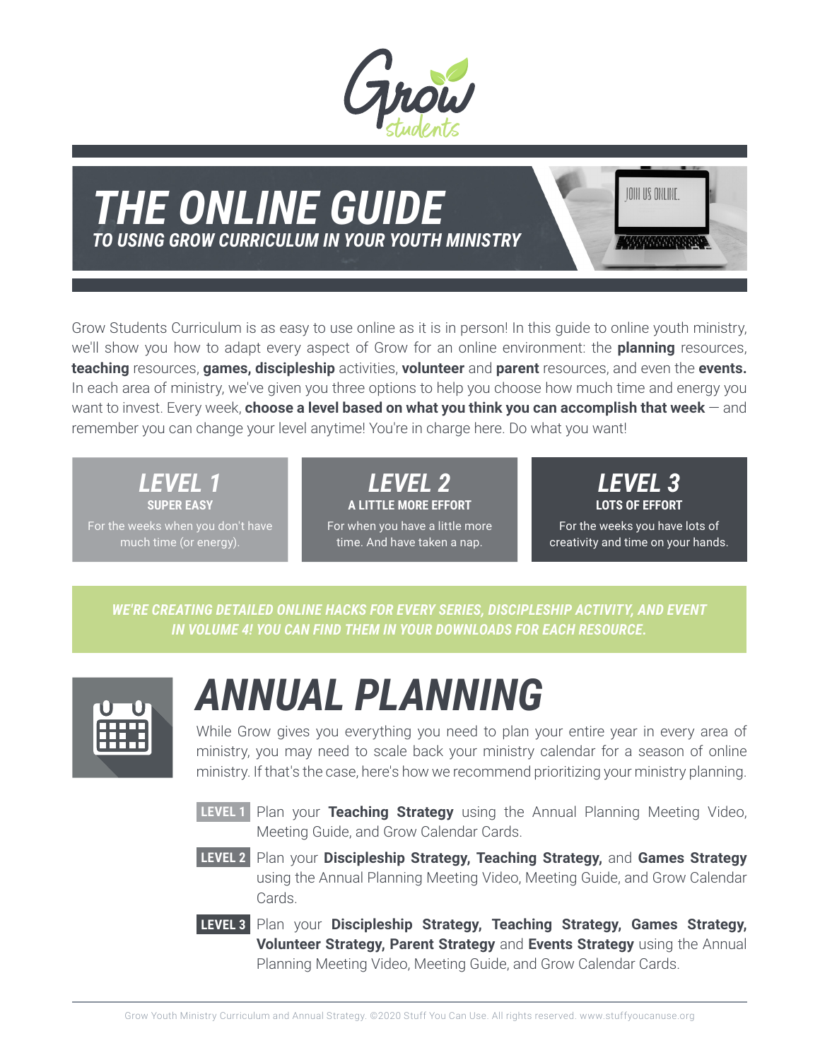Grow students

# THE ONLINE GUIDE

## TO USING GROW CURRICULUM IN YOUR YOUTH MINISTRY

Grow Students Curriculum is as easy to use online as it is in person! In this guide to online youth ministry, we'll show you how to adapt every aspect of Grow for an online environment: the **planning** resources, **teaching** resources, **games, discipleship** activities, **volunteer** and **parent** resources, and even the **events.** In each area of ministry, we've given you three options to help you choose how much time and energy you want to invest. Every week, **choose a level based on what you think you can accomplish that week** — and remember you can change your level anytime! You're in charge here. Do what you want!

| LEVEL 1 | LEVEL 2 | LEVEL 3 |
| --- | --- | --- |
| **SUPER EASY** | **A LITTLE MORE EFFORT** | **LOTS OF EFFORT** |
| For the weeks when you don't have much time (or energy). | For when you have a little more time. And have taken a nap. | For the weeks you have lots of creativity and time on your hands. |

**WE'RE CREATING DETAILED ONLINE HACKS FOR EVERY SERIES, DISCIPLESHIP ACTIVITY, AND EVENT IN VOLUME 4! YOU CAN FIND THEM IN YOUR DOWNLOADS FOR EACH RESOURCE.**

# ANNUAL PLANNING

While Grow gives you everything you need to plan your entire year in every area of ministry, you may need to scale back your ministry calendar for a season of online ministry. If that's the case, here's how we recommend prioritizing your ministry planning.

- **LEVEL 1** Plan your **Teaching Strategy** using the Annual Planning Meeting Video, Meeting Guide, and Grow Calendar Cards.
- **LEVEL 2** Plan your **Discipleship Strategy, Teaching Strategy,** and **Games Strategy** using the Annual Planning Meeting Video, Meeting Guide, and Grow Calendar Cards.
- **LEVEL 3** Plan your **Discipleship Strategy, Teaching Strategy, Games Strategy, Volunteer Strategy, Parent Strategy** and **Events Strategy** using the Annual Planning Meeting Video, Meeting Guide, and Grow Calendar Cards.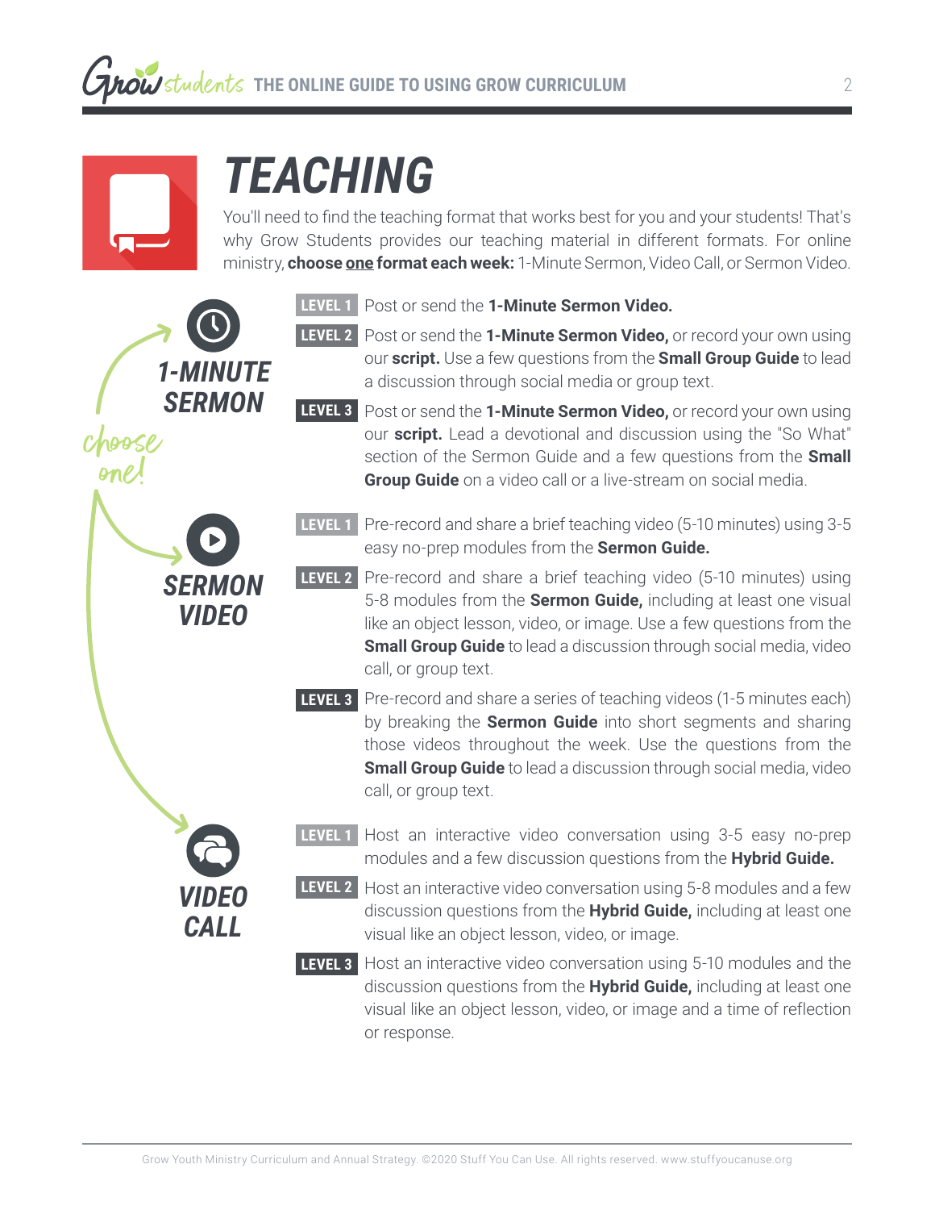# TEACHING

You'll need to find the teaching format that works best for you and your students! That's why Grow Students provides our teaching material in different formats. For online ministry, **choose <u>one</u> format each week:** 1-Minute Sermon, Video Call, or Sermon Video.

*choose one!*

## 1-MINUTE SERMON

**LEVEL 1** Post or send the **1-Minute Sermon Video.**

**LEVEL 2** Post or send the **1-Minute Sermon Video,** or record your own using our **script.** Use a few questions from the **Small Group Guide** to lead a discussion through social media or group text.

**LEVEL 3** Post or send the **1-Minute Sermon Video,** or record your own using our **script.** Lead a devotional and discussion using the "So What" section of the Sermon Guide and a few questions from the **Small Group Guide** on a video call or a live-stream on social media.

## SERMON VIDEO

**LEVEL 1** Pre-record and share a brief teaching video (5-10 minutes) using 3-5 easy no-prep modules from the **Sermon Guide.**

**LEVEL 2** Pre-record and share a brief teaching video (5-10 minutes) using 5-8 modules from the **Sermon Guide,** including at least one visual like an object lesson, video, or image. Use a few questions from the **Small Group Guide** to lead a discussion through social media, video call, or group text.

**LEVEL 3** Pre-record and share a series of teaching videos (1-5 minutes each) by breaking the **Sermon Guide** into short segments and sharing those videos throughout the week. Use the questions from the **Small Group Guide** to lead a discussion through social media, video call, or group text.

## VIDEO CALL

**LEVEL 1** Host an interactive video conversation using 3-5 easy no-prep modules and a few discussion questions from the **Hybrid Guide.**

**LEVEL 2** Host an interactive video conversation using 5-8 modules and a few discussion questions from the **Hybrid Guide,** including at least one visual like an object lesson, video, or image.

**LEVEL 3** Host an interactive video conversation using 5-10 modules and the discussion questions from the **Hybrid Guide,** including at least one visual like an object lesson, video, or image and a time of reflection or response.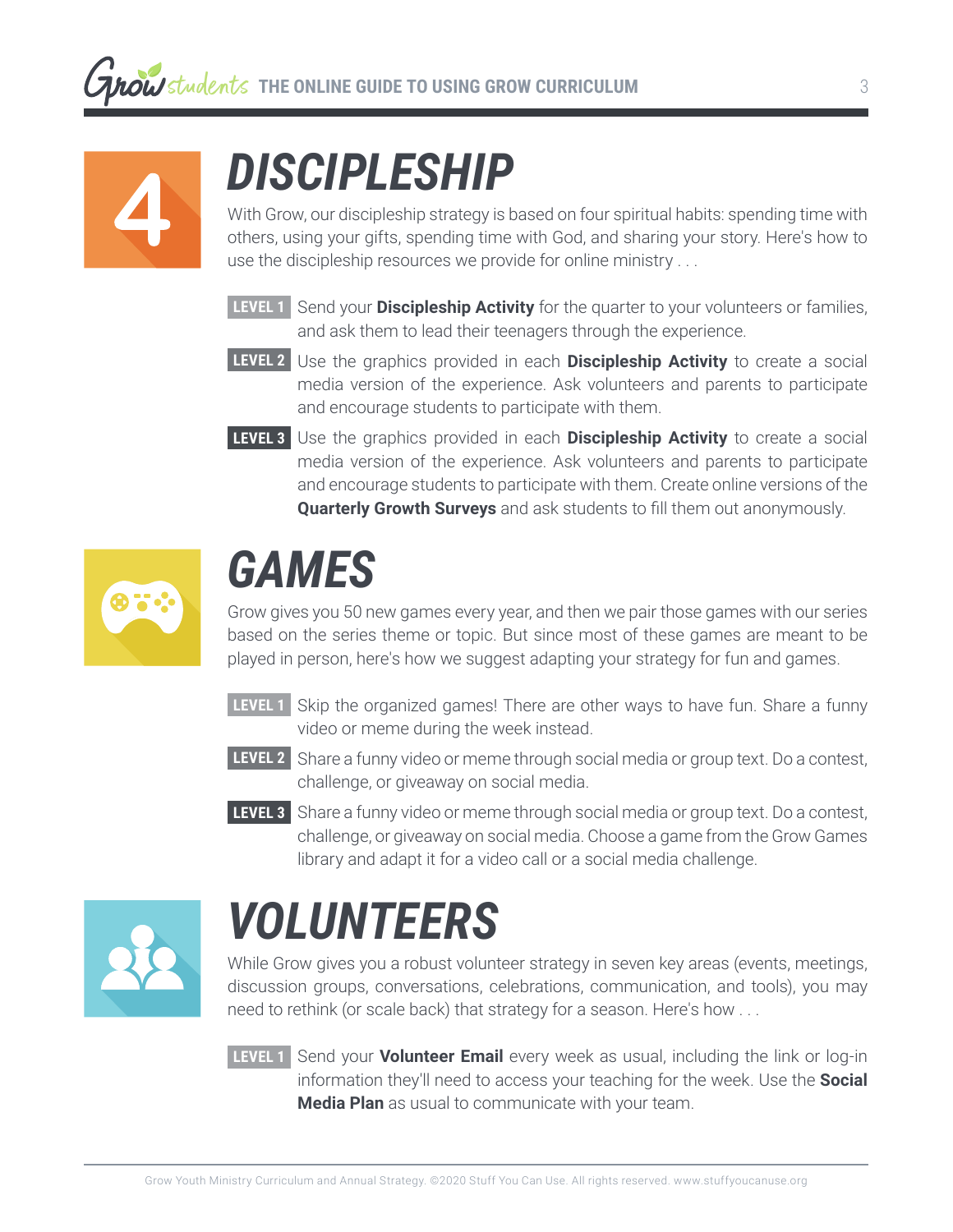## 4 DISCIPLESHIP

With Grow, our discipleship strategy is based on four spiritual habits: spending time with others, using your gifts, spending time with God, and sharing your story. Here's how to use the discipleship resources we provide for online ministry . . .

**LEVEL 1** Send your **Discipleship Activity** for the quarter to your volunteers or families, and ask them to lead their teenagers through the experience.

**LEVEL 2** Use the graphics provided in each **Discipleship Activity** to create a social media version of the experience. Ask volunteers and parents to participate and encourage students to participate with them.

**LEVEL 3** Use the graphics provided in each **Discipleship Activity** to create a social media version of the experience. Ask volunteers and parents to participate and encourage students to participate with them. Create online versions of the **Quarterly Growth Surveys** and ask students to fill them out anonymously.

## GAMES

Grow gives you 50 new games every year, and then we pair those games with our series based on the series theme or topic. But since most of these games are meant to be played in person, here's how we suggest adapting your strategy for fun and games.

**LEVEL 1** Skip the organized games! There are other ways to have fun. Share a funny video or meme during the week instead.

**LEVEL 2** Share a funny video or meme through social media or group text. Do a contest, challenge, or giveaway on social media.

**LEVEL 3** Share a funny video or meme through social media or group text. Do a contest, challenge, or giveaway on social media. Choose a game from the Grow Games library and adapt it for a video call or a social media challenge.

## VOLUNTEERS

While Grow gives you a robust volunteer strategy in seven key areas (events, meetings, discussion groups, conversations, celebrations, communication, and tools), you may need to rethink (or scale back) that strategy for a season. Here's how . . .

**LEVEL 1** Send your **Volunteer Email** every week as usual, including the link or log-in information they'll need to access your teaching for the week. Use the **Social Media Plan** as usual to communicate with your team.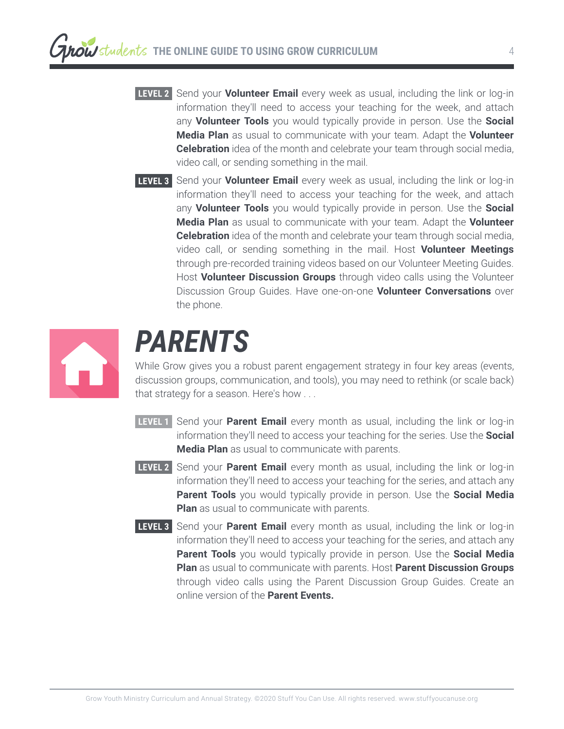**LEVEL 2** Send your **Volunteer Email** every week as usual, including the link or log-in information they'll need to access your teaching for the week, and attach any **Volunteer Tools** you would typically provide in person. Use the **Social Media Plan** as usual to communicate with your team. Adapt the **Volunteer Celebration** idea of the month and celebrate your team through social media, video call, or sending something in the mail.

**LEVEL 3** Send your **Volunteer Email** every week as usual, including the link or log-in information they'll need to access your teaching for the week, and attach any **Volunteer Tools** you would typically provide in person. Use the **Social Media Plan** as usual to communicate with your team. Adapt the **Volunteer Celebration** idea of the month and celebrate your team through social media, video call, or sending something in the mail. Host **Volunteer Meetings** through pre-recorded training videos based on our Volunteer Meeting Guides. Host **Volunteer Discussion Groups** through video calls using the Volunteer Discussion Group Guides. Have one-on-one **Volunteer Conversations** over the phone.

# *PARENTS*

While Grow gives you a robust parent engagement strategy in four key areas (events, discussion groups, communication, and tools), you may need to rethink (or scale back) that strategy for a season. Here's how . . .

**LEVEL 1** Send your **Parent Email** every month as usual, including the link or log-in information they'll need to access your teaching for the series. Use the **Social Media Plan** as usual to communicate with parents.

**LEVEL 2** Send your **Parent Email** every month as usual, including the link or log-in information they'll need to access your teaching for the series, and attach any **Parent Tools** you would typically provide in person. Use the **Social Media Plan** as usual to communicate with parents.

**LEVEL 3** Send your **Parent Email** every month as usual, including the link or log-in information they'll need to access your teaching for the series, and attach any **Parent Tools** you would typically provide in person. Use the **Social Media Plan** as usual to communicate with parents. Host **Parent Discussion Groups** through video calls using the Parent Discussion Group Guides. Create an online version of the **Parent Events.**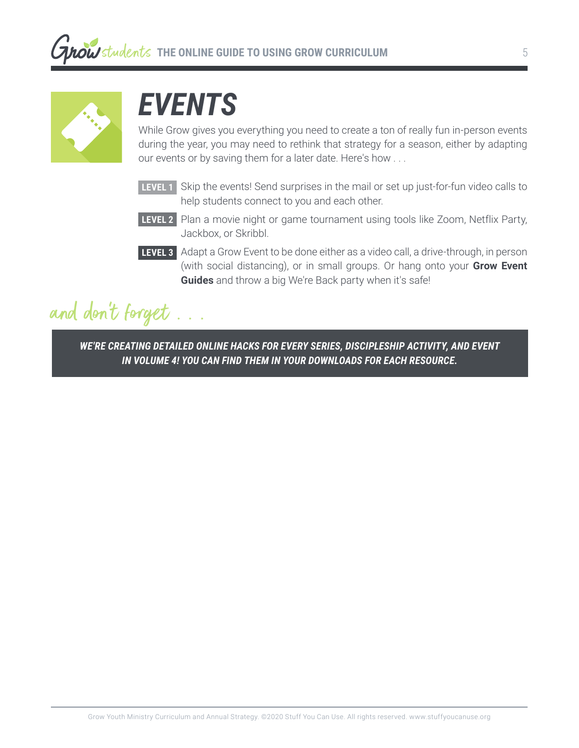# EVENTS

While Grow gives you everything you need to create a ton of really fun in-person events during the year, you may need to rethink that strategy for a season, either by adapting our events or by saving them for a later date. Here's how . . .

**LEVEL 1** Skip the events! Send surprises in the mail or set up just-for-fun video calls to help students connect to you and each other.

**LEVEL 2** Plan a movie night or game tournament using tools like Zoom, Netflix Party, Jackbox, or Skribbl.

**LEVEL 3** Adapt a Grow Event to be done either as a video call, a drive-through, in person (with social distancing), or in small groups. Or hang onto your **Grow Event Guides** and throw a big We're Back party when it's safe!

*and don't forget . . .*

***WE'RE CREATING DETAILED ONLINE HACKS FOR EVERY SERIES, DISCIPLESHIP ACTIVITY, AND EVENT IN VOLUME 4! YOU CAN FIND THEM IN YOUR DOWNLOADS FOR EACH RESOURCE.***